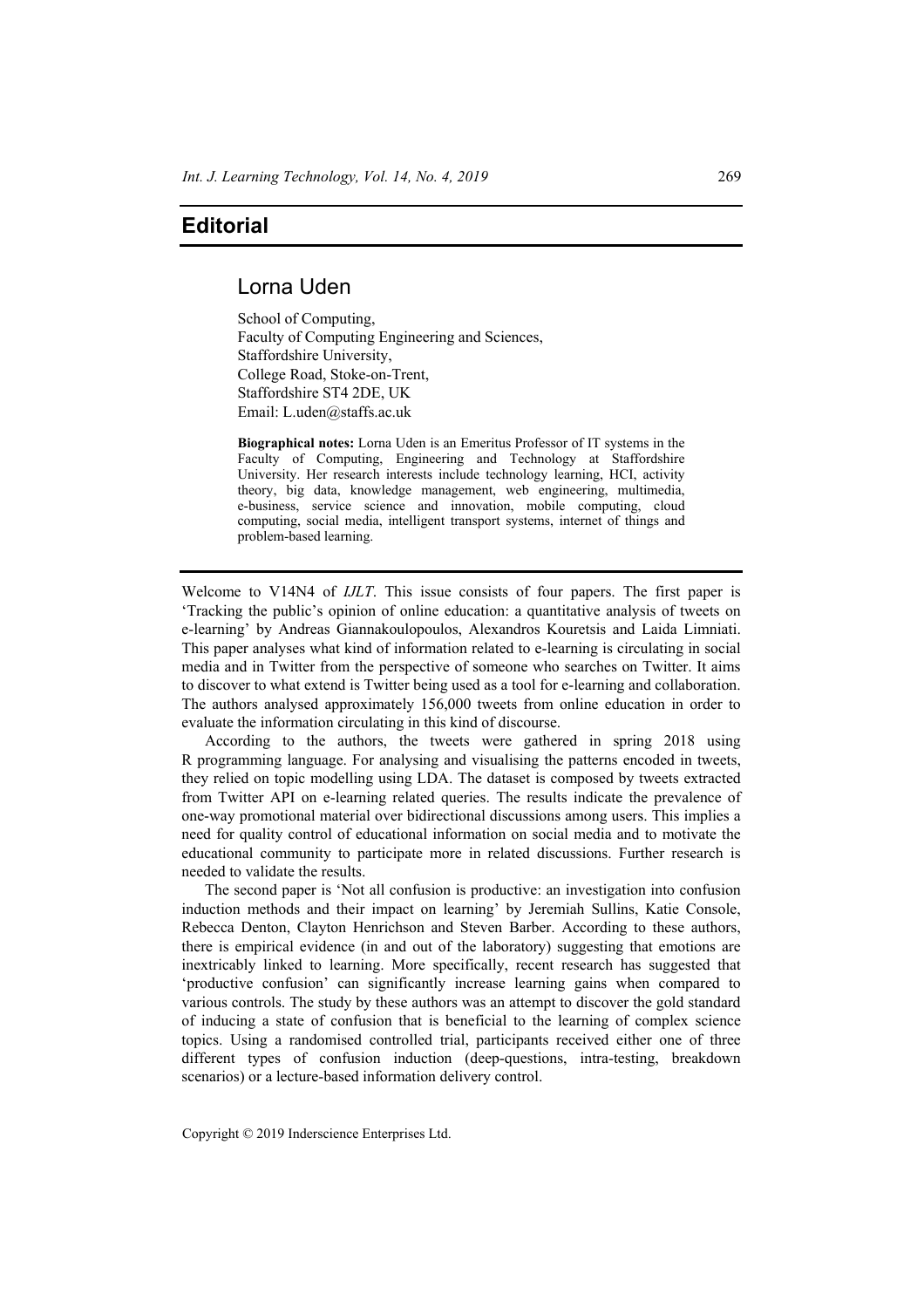# Editorial

## Lorna Uden

School of Computing,
Faculty of Computing Engineering and Sciences,
Staffordshire University,
College Road, Stoke-on-Trent,
Staffordshire ST4 2DE, UK
Email: L.uden@staffs.ac.uk

**Biographical notes:** Lorna Uden is an Emeritus Professor of IT systems in the Faculty of Computing, Engineering and Technology at Staffordshire University. Her research interests include technology learning, HCI, activity theory, big data, knowledge management, web engineering, multimedia, e-business, service science and innovation, mobile computing, cloud computing, social media, intelligent transport systems, internet of things and problem-based learning.

---

Welcome to V14N4 of *IJLT*. This issue consists of four papers. The first paper is 'Tracking the public's opinion of online education: a quantitative analysis of tweets on e-learning' by Andreas Giannakoulopoulos, Alexandros Kouretsis and Laida Limniati. This paper analyses what kind of information related to e-learning is circulating in social media and in Twitter from the perspective of someone who searches on Twitter. It aims to discover to what extend is Twitter being used as a tool for e-learning and collaboration. The authors analysed approximately 156,000 tweets from online education in order to evaluate the information circulating in this kind of discourse.

According to the authors, the tweets were gathered in spring 2018 using R programming language. For analysing and visualising the patterns encoded in tweets, they relied on topic modelling using LDA. The dataset is composed by tweets extracted from Twitter API on e-learning related queries. The results indicate the prevalence of one-way promotional material over bidirectional discussions among users. This implies a need for quality control of educational information on social media and to motivate the educational community to participate more in related discussions. Further research is needed to validate the results.

The second paper is 'Not all confusion is productive: an investigation into confusion induction methods and their impact on learning' by Jeremiah Sullins, Katie Console, Rebecca Denton, Clayton Henrichson and Steven Barber. According to these authors, there is empirical evidence (in and out of the laboratory) suggesting that emotions are inextricably linked to learning. More specifically, recent research has suggested that 'productive confusion' can significantly increase learning gains when compared to various controls. The study by these authors was an attempt to discover the gold standard of inducing a state of confusion that is beneficial to the learning of complex science topics. Using a randomised controlled trial, participants received either one of three different types of confusion induction (deep-questions, intra-testing, breakdown scenarios) or a lecture-based information delivery control.

Copyright © 2019 Inderscience Enterprises Ltd.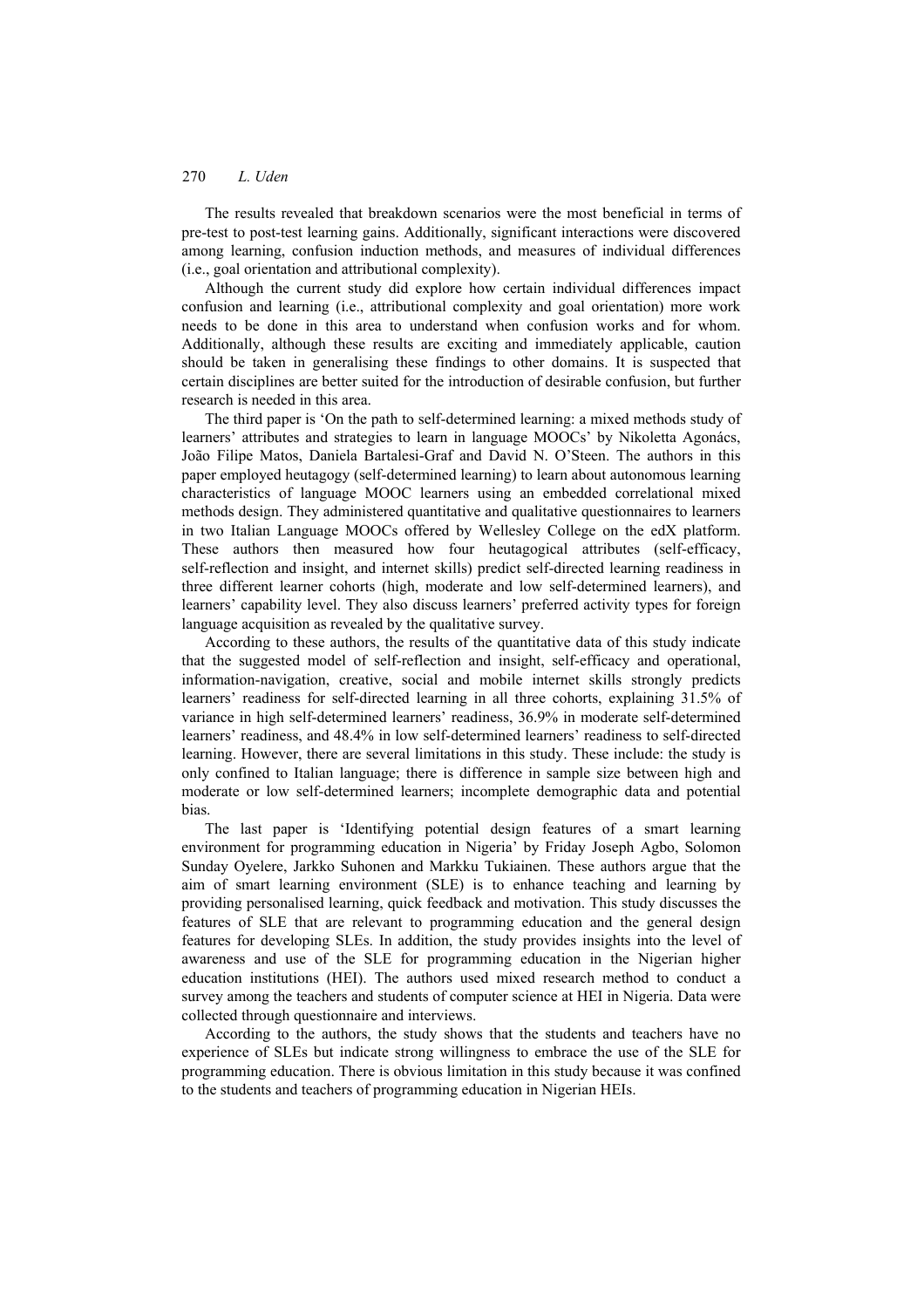The results revealed that breakdown scenarios were the most beneficial in terms of pre-test to post-test learning gains. Additionally, significant interactions were discovered among learning, confusion induction methods, and measures of individual differences (i.e., goal orientation and attributional complexity).

Although the current study did explore how certain individual differences impact confusion and learning (i.e., attributional complexity and goal orientation) more work needs to be done in this area to understand when confusion works and for whom. Additionally, although these results are exciting and immediately applicable, caution should be taken in generalising these findings to other domains. It is suspected that certain disciplines are better suited for the introduction of desirable confusion, but further research is needed in this area.

The third paper is 'On the path to self-determined learning: a mixed methods study of learners' attributes and strategies to learn in language MOOCs' by Nikoletta Agonács, João Filipe Matos, Daniela Bartalesi-Graf and David N. O'Steen. The authors in this paper employed heutagogy (self-determined learning) to learn about autonomous learning characteristics of language MOOC learners using an embedded correlational mixed methods design. They administered quantitative and qualitative questionnaires to learners in two Italian Language MOOCs offered by Wellesley College on the edX platform. These authors then measured how four heutagogical attributes (self-efficacy, self-reflection and insight, and internet skills) predict self-directed learning readiness in three different learner cohorts (high, moderate and low self-determined learners), and learners' capability level. They also discuss learners' preferred activity types for foreign language acquisition as revealed by the qualitative survey.

According to these authors, the results of the quantitative data of this study indicate that the suggested model of self-reflection and insight, self-efficacy and operational, information-navigation, creative, social and mobile internet skills strongly predicts learners' readiness for self-directed learning in all three cohorts, explaining 31.5% of variance in high self-determined learners' readiness, 36.9% in moderate self-determined learners' readiness, and 48.4% in low self-determined learners' readiness to self-directed learning. However, there are several limitations in this study. These include: the study is only confined to Italian language; there is difference in sample size between high and moderate or low self-determined learners; incomplete demographic data and potential bias.

The last paper is 'Identifying potential design features of a smart learning environment for programming education in Nigeria' by Friday Joseph Agbo, Solomon Sunday Oyelere, Jarkko Suhonen and Markku Tukiainen. These authors argue that the aim of smart learning environment (SLE) is to enhance teaching and learning by providing personalised learning, quick feedback and motivation. This study discusses the features of SLE that are relevant to programming education and the general design features for developing SLEs. In addition, the study provides insights into the level of awareness and use of the SLE for programming education in the Nigerian higher education institutions (HEI). The authors used mixed research method to conduct a survey among the teachers and students of computer science at HEI in Nigeria. Data were collected through questionnaire and interviews.

According to the authors, the study shows that the students and teachers have no experience of SLEs but indicate strong willingness to embrace the use of the SLE for programming education. There is obvious limitation in this study because it was confined to the students and teachers of programming education in Nigerian HEIs.